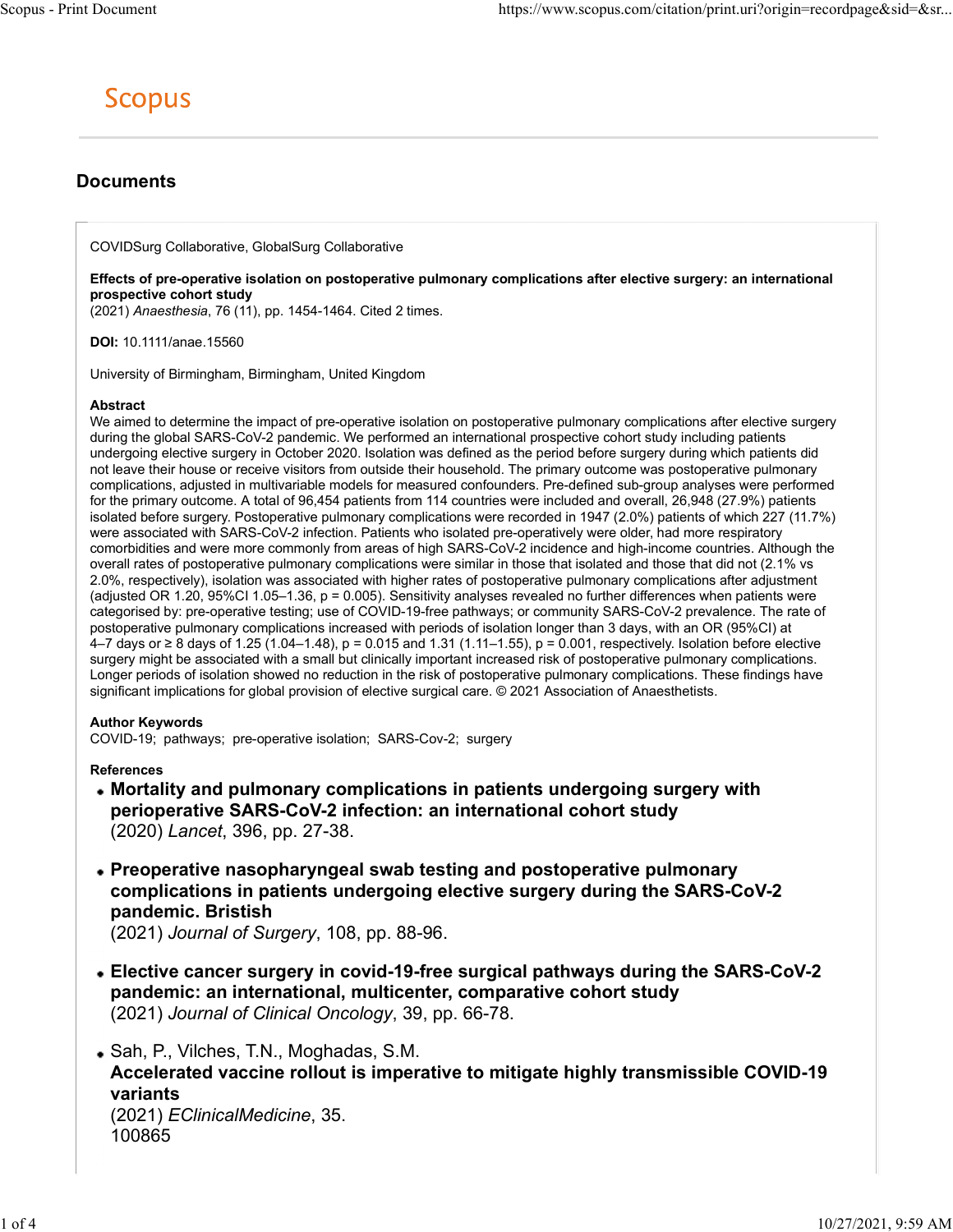# Scopus

## Documents

COVIDSurg Collaborative, GlobalSurg Collaborative

**Effects of pre-operative isolation on postoperative pulmonary complications after elective surgery: an international prospective cohort study**
(2021) *Anaesthesia*, 76 (11), pp. 1454-1464. Cited 2 times.

**DOI:** 10.1111/anae.15560

University of Birmingham, Birmingham, United Kingdom

**Abstract**
We aimed to determine the impact of pre-operative isolation on postoperative pulmonary complications after elective surgery during the global SARS-CoV-2 pandemic. We performed an international prospective cohort study including patients undergoing elective surgery in October 2020. Isolation was defined as the period before surgery during which patients did not leave their house or receive visitors from outside their household. The primary outcome was postoperative pulmonary complications, adjusted in multivariable models for measured confounders. Pre-defined sub-group analyses were performed for the primary outcome. A total of 96,454 patients from 114 countries were included and overall, 26,948 (27.9%) patients isolated before surgery. Postoperative pulmonary complications were recorded in 1947 (2.0%) patients of which 227 (11.7%) were associated with SARS-CoV-2 infection. Patients who isolated pre-operatively were older, had more respiratory comorbidities and were more commonly from areas of high SARS-CoV-2 incidence and high-income countries. Although the overall rates of postoperative pulmonary complications were similar in those that isolated and those that did not (2.1% vs 2.0%, respectively), isolation was associated with higher rates of postoperative pulmonary complications after adjustment (adjusted OR 1.20, 95%CI 1.05–1.36, p = 0.005). Sensitivity analyses revealed no further differences when patients were categorised by: pre-operative testing; use of COVID-19-free pathways; or community SARS-CoV-2 prevalence. The rate of postoperative pulmonary complications increased with periods of isolation longer than 3 days, with an OR (95%CI) at 4–7 days or ≥ 8 days of 1.25 (1.04–1.48), p = 0.015 and 1.31 (1.11–1.55), p = 0.001, respectively. Isolation before elective surgery might be associated with a small but clinically important increased risk of postoperative pulmonary complications. Longer periods of isolation showed no reduction in the risk of postoperative pulmonary complications. These findings have significant implications for global provision of elective surgical care. © 2021 Association of Anaesthetists.

**Author Keywords**
COVID-19; pathways; pre-operative isolation; SARS-Cov-2; surgery

**References**

- **Mortality and pulmonary complications in patients undergoing surgery with perioperative SARS-CoV-2 infection: an international cohort study**
  (2020) *Lancet*, 396, pp. 27-38.

- **Preoperative nasopharyngeal swab testing and postoperative pulmonary complications in patients undergoing elective surgery during the SARS-CoV-2 pandemic. Bristish**
  (2021) *Journal of Surgery*, 108, pp. 88-96.

- **Elective cancer surgery in covid-19-free surgical pathways during the SARS-CoV-2 pandemic: an international, multicenter, comparative cohort study**
  (2021) *Journal of Clinical Oncology*, 39, pp. 66-78.

- Sah, P., Vilches, T.N., Moghadas, S.M.
  **Accelerated vaccine rollout is imperative to mitigate highly transmissible COVID-19 variants**
  (2021) *EClinicalMedicine*, 35.
  100865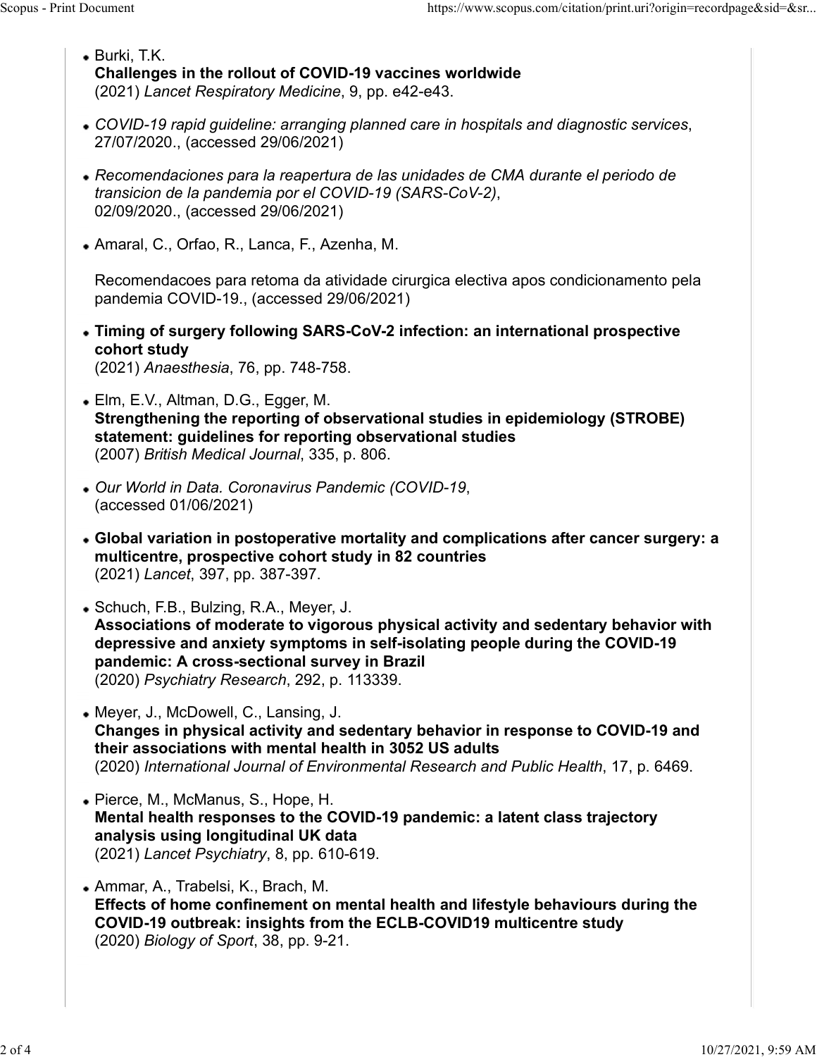- Burki, T.K.
  **Challenges in the rollout of COVID-19 vaccines worldwide**
  (2021) *Lancet Respiratory Medicine*, 9, pp. e42-e43.

- *COVID-19 rapid guideline: arranging planned care in hospitals and diagnostic services*, 27/07/2020., (accessed 29/06/2021)

- *Recomendaciones para la reapertura de las unidades de CMA durante el periodo de transicion de la pandemia por el COVID-19 (SARS-CoV-2)*, 02/09/2020., (accessed 29/06/2021)

- Amaral, C., Orfao, R., Lanca, F., Azenha, M.

  Recomendacoes para retoma da atividade cirurgica electiva apos condicionamento pela pandemia COVID-19., (accessed 29/06/2021)

- **Timing of surgery following SARS-CoV-2 infection: an international prospective cohort study**
  (2021) *Anaesthesia*, 76, pp. 748-758.

- Elm, E.V., Altman, D.G., Egger, M.
  **Strengthening the reporting of observational studies in epidemiology (STROBE) statement: guidelines for reporting observational studies**
  (2007) *British Medical Journal*, 335, p. 806.

- *Our World in Data. Coronavirus Pandemic (COVID-19*, (accessed 01/06/2021)

- **Global variation in postoperative mortality and complications after cancer surgery: a multicentre, prospective cohort study in 82 countries**
  (2021) *Lancet*, 397, pp. 387-397.

- Schuch, F.B., Bulzing, R.A., Meyer, J.
  **Associations of moderate to vigorous physical activity and sedentary behavior with depressive and anxiety symptoms in self-isolating people during the COVID-19 pandemic: A cross-sectional survey in Brazil**
  (2020) *Psychiatry Research*, 292, p. 113339.

- Meyer, J., McDowell, C., Lansing, J.
  **Changes in physical activity and sedentary behavior in response to COVID-19 and their associations with mental health in 3052 US adults**
  (2020) *International Journal of Environmental Research and Public Health*, 17, p. 6469.

- Pierce, M., McManus, S., Hope, H.
  **Mental health responses to the COVID-19 pandemic: a latent class trajectory analysis using longitudinal UK data**
  (2021) *Lancet Psychiatry*, 8, pp. 610-619.

- Ammar, A., Trabelsi, K., Brach, M.
  **Effects of home confinement on mental health and lifestyle behaviours during the COVID-19 outbreak: insights from the ECLB-COVID19 multicentre study**
  (2020) *Biology of Sport*, 38, pp. 9-21.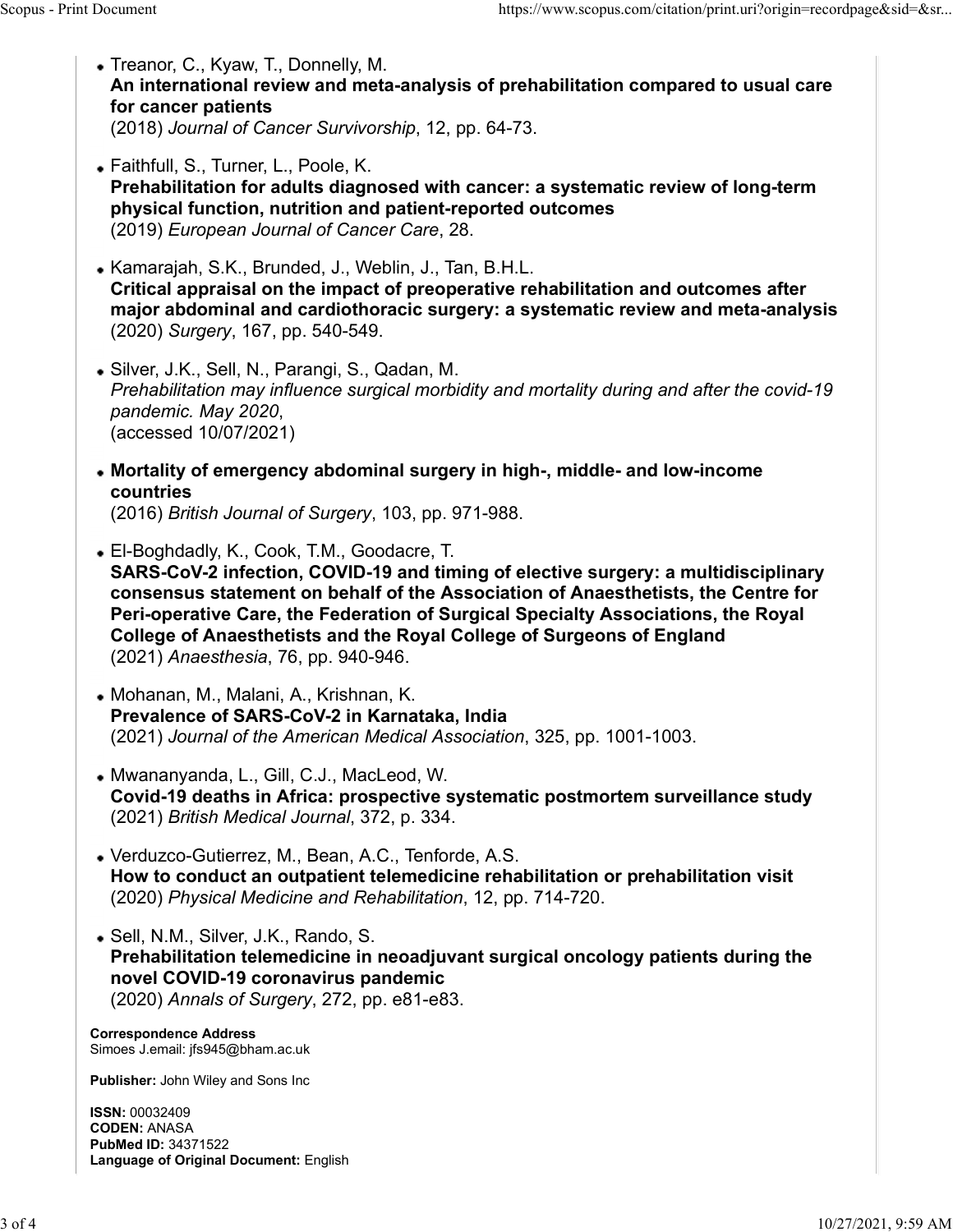- Treanor, C., Kyaw, T., Donnelly, M.
  **An international review and meta-analysis of prehabilitation compared to usual care for cancer patients**
  (2018) *Journal of Cancer Survivorship*, 12, pp. 64-73.

- Faithfull, S., Turner, L., Poole, K.
  **Prehabilitation for adults diagnosed with cancer: a systematic review of long-term physical function, nutrition and patient-reported outcomes**
  (2019) *European Journal of Cancer Care*, 28.

- Kamarajah, S.K., Brunded, J., Weblin, J., Tan, B.H.L.
  **Critical appraisal on the impact of preoperative rehabilitation and outcomes after major abdominal and cardiothoracic surgery: a systematic review and meta-analysis**
  (2020) *Surgery*, 167, pp. 540-549.

- Silver, J.K., Sell, N., Parangi, S., Qadan, M.
  *Prehabilitation may influence surgical morbidity and mortality during and after the covid-19 pandemic. May 2020*,
  (accessed 10/07/2021)

- **Mortality of emergency abdominal surgery in high-, middle- and low-income countries**
  (2016) *British Journal of Surgery*, 103, pp. 971-988.

- El-Boghdadly, K., Cook, T.M., Goodacre, T.
  **SARS-CoV-2 infection, COVID-19 and timing of elective surgery: a multidisciplinary consensus statement on behalf of the Association of Anaesthetists, the Centre for Peri-operative Care, the Federation of Surgical Specialty Associations, the Royal College of Anaesthetists and the Royal College of Surgeons of England**
  (2021) *Anaesthesia*, 76, pp. 940-946.

- Mohanan, M., Malani, A., Krishnan, K.
  **Prevalence of SARS-CoV-2 in Karnataka, India**
  (2021) *Journal of the American Medical Association*, 325, pp. 1001-1003.

- Mwananyanda, L., Gill, C.J., MacLeod, W.
  **Covid-19 deaths in Africa: prospective systematic postmortem surveillance study**
  (2021) *British Medical Journal*, 372, p. 334.

- Verduzco-Gutierrez, M., Bean, A.C., Tenforde, A.S.
  **How to conduct an outpatient telemedicine rehabilitation or prehabilitation visit**
  (2020) *Physical Medicine and Rehabilitation*, 12, pp. 714-720.

- Sell, N.M., Silver, J.K., Rando, S.
  **Prehabilitation telemedicine in neoadjuvant surgical oncology patients during the novel COVID-19 coronavirus pandemic**
  (2020) *Annals of Surgery*, 272, pp. e81-e83.

**Correspondence Address**
Simoes J.email: jfs945@bham.ac.uk

**Publisher:** John Wiley and Sons Inc

**ISSN:** 00032409
**CODEN:** ANASA
**PubMed ID:** 34371522
**Language of Original Document:** English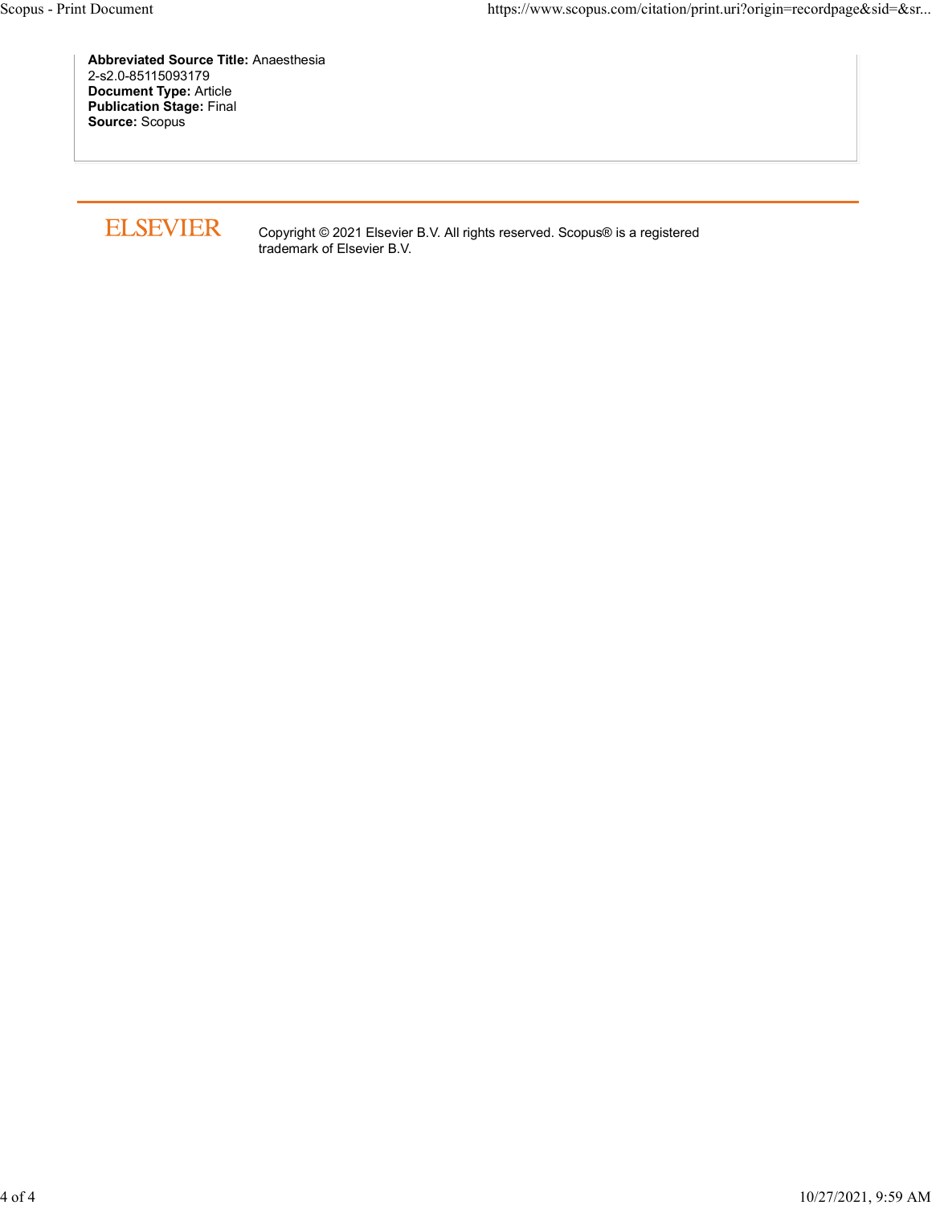**Abbreviated Source Title:** Anaesthesia
2-s2.0-85115093179
**Document Type:** Article
**Publication Stage:** Final
**Source:** Scopus

ELSEVIER

Copyright © 2021 Elsevier B.V. All rights reserved. Scopus® is a registered trademark of Elsevier B.V.